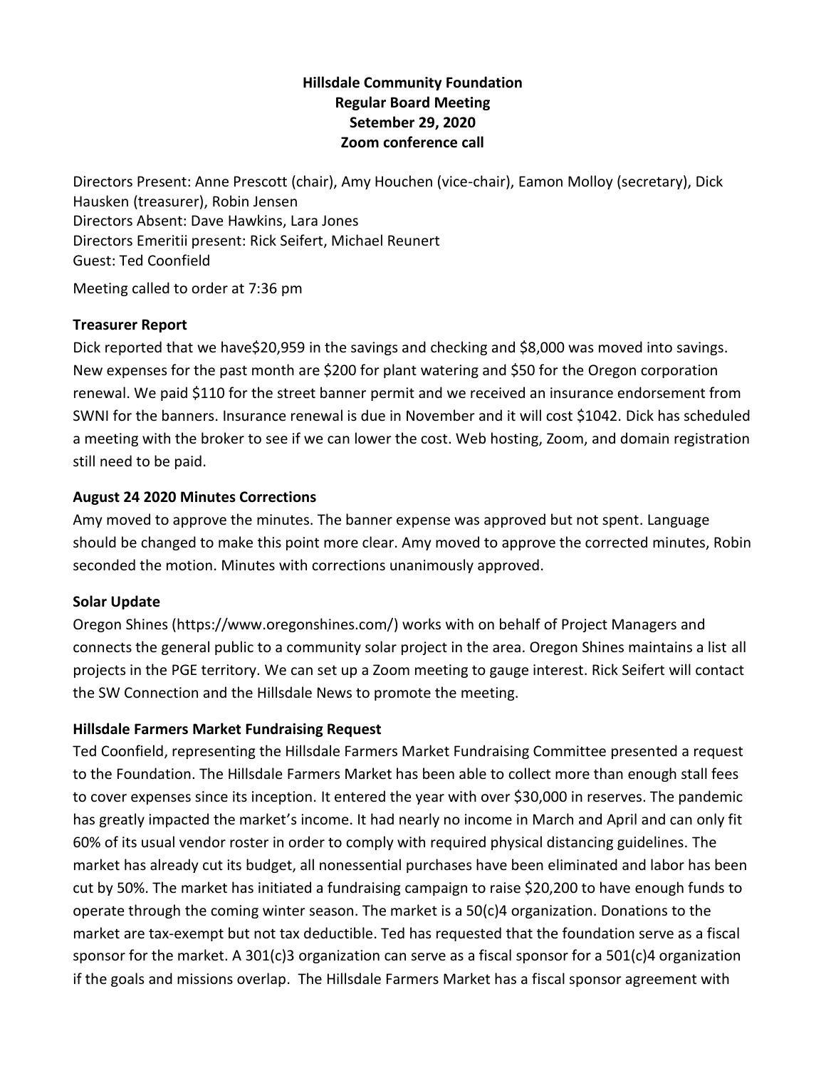**Hillsdale Community Foundation**
**Regular Board Meeting**
**Setember 29, 2020**
**Zoom conference call**

Directors Present: Anne Prescott (chair), Amy Houchen (vice-chair), Eamon Molloy (secretary), Dick Hausken (treasurer), Robin Jensen
Directors Absent: Dave Hawkins, Lara Jones
Directors Emeritii present: Rick Seifert, Michael Reunert
Guest: Ted Coonfield

Meeting called to order at 7:36 pm

### Treasurer Report

Dick reported that we have$20,959 in the savings and checking and $8,000 was moved into savings. New expenses for the past month are $200 for plant watering and $50 for the Oregon corporation renewal. We paid $110 for the street banner permit and we received an insurance endorsement from SWNI for the banners. Insurance renewal is due in November and it will cost $1042. Dick has scheduled a meeting with the broker to see if we can lower the cost. Web hosting, Zoom, and domain registration still need to be paid.

### August 24 2020 Minutes Corrections

Amy moved to approve the minutes. The banner expense was approved but not spent. Language should be changed to make this point more clear. Amy moved to approve the corrected minutes, Robin seconded the motion. Minutes with corrections unanimously approved.

### Solar Update

Oregon Shines (https://www.oregonshines.com/) works with on behalf of Project Managers and connects the general public to a community solar project in the area. Oregon Shines maintains a list all projects in the PGE territory. We can set up a Zoom meeting to gauge interest. Rick Seifert will contact the SW Connection and the Hillsdale News to promote the meeting.

### Hillsdale Farmers Market Fundraising Request

Ted Coonfield, representing the Hillsdale Farmers Market Fundraising Committee presented a request to the Foundation. The Hillsdale Farmers Market has been able to collect more than enough stall fees to cover expenses since its inception. It entered the year with over $30,000 in reserves. The pandemic has greatly impacted the market's income. It had nearly no income in March and April and can only fit 60% of its usual vendor roster in order to comply with required physical distancing guidelines. The market has already cut its budget, all nonessential purchases have been eliminated and labor has been cut by 50%. The market has initiated a fundraising campaign to raise $20,200 to have enough funds to operate through the coming winter season. The market is a 50(c)4 organization. Donations to the market are tax-exempt but not tax deductible. Ted has requested that the foundation serve as a fiscal sponsor for the market. A 301(c)3 organization can serve as a fiscal sponsor for a 501(c)4 organization if the goals and missions overlap. The Hillsdale Farmers Market has a fiscal sponsor agreement with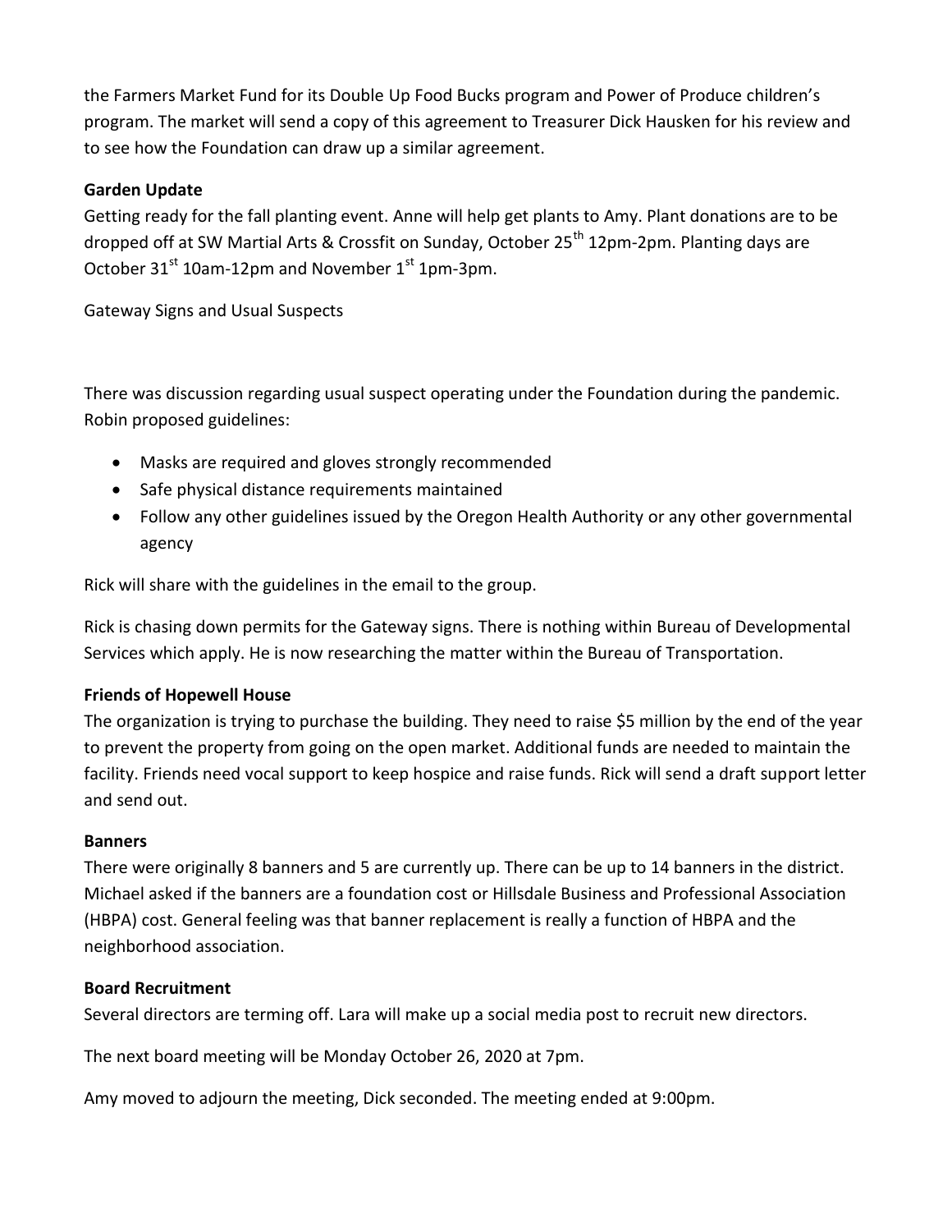the Farmers Market Fund for its Double Up Food Bucks program and Power of Produce children's program. The market will send a copy of this agreement to Treasurer Dick Hausken for his review and to see how the Foundation can draw up a similar agreement.

**Garden Update**

Getting ready for the fall planting event. Anne will help get plants to Amy. Plant donations are to be dropped off at SW Martial Arts & Crossfit on Sunday, October 25th 12pm-2pm. Planting days are October 31st 10am-12pm and November 1st 1pm-3pm.

Gateway Signs and Usual Suspects

There was discussion regarding usual suspect operating under the Foundation during the pandemic. Robin proposed guidelines:

- Masks are required and gloves strongly recommended
- Safe physical distance requirements maintained
- Follow any other guidelines issued by the Oregon Health Authority or any other governmental agency

Rick will share with the guidelines in the email to the group.

Rick is chasing down permits for the Gateway signs. There is nothing within Bureau of Developmental Services which apply. He is now researching the matter within the Bureau of Transportation.

**Friends of Hopewell House**

The organization is trying to purchase the building. They need to raise $5 million by the end of the year to prevent the property from going on the open market. Additional funds are needed to maintain the facility. Friends need vocal support to keep hospice and raise funds. Rick will send a draft support letter and send out.

**Banners**

There were originally 8 banners and 5 are currently up. There can be up to 14 banners in the district. Michael asked if the banners are a foundation cost or Hillsdale Business and Professional Association (HBPA) cost. General feeling was that banner replacement is really a function of HBPA and the neighborhood association.

**Board Recruitment**

Several directors are terming off. Lara will make up a social media post to recruit new directors.

The next board meeting will be Monday October 26, 2020 at 7pm.

Amy moved to adjourn the meeting, Dick seconded. The meeting ended at 9:00pm.